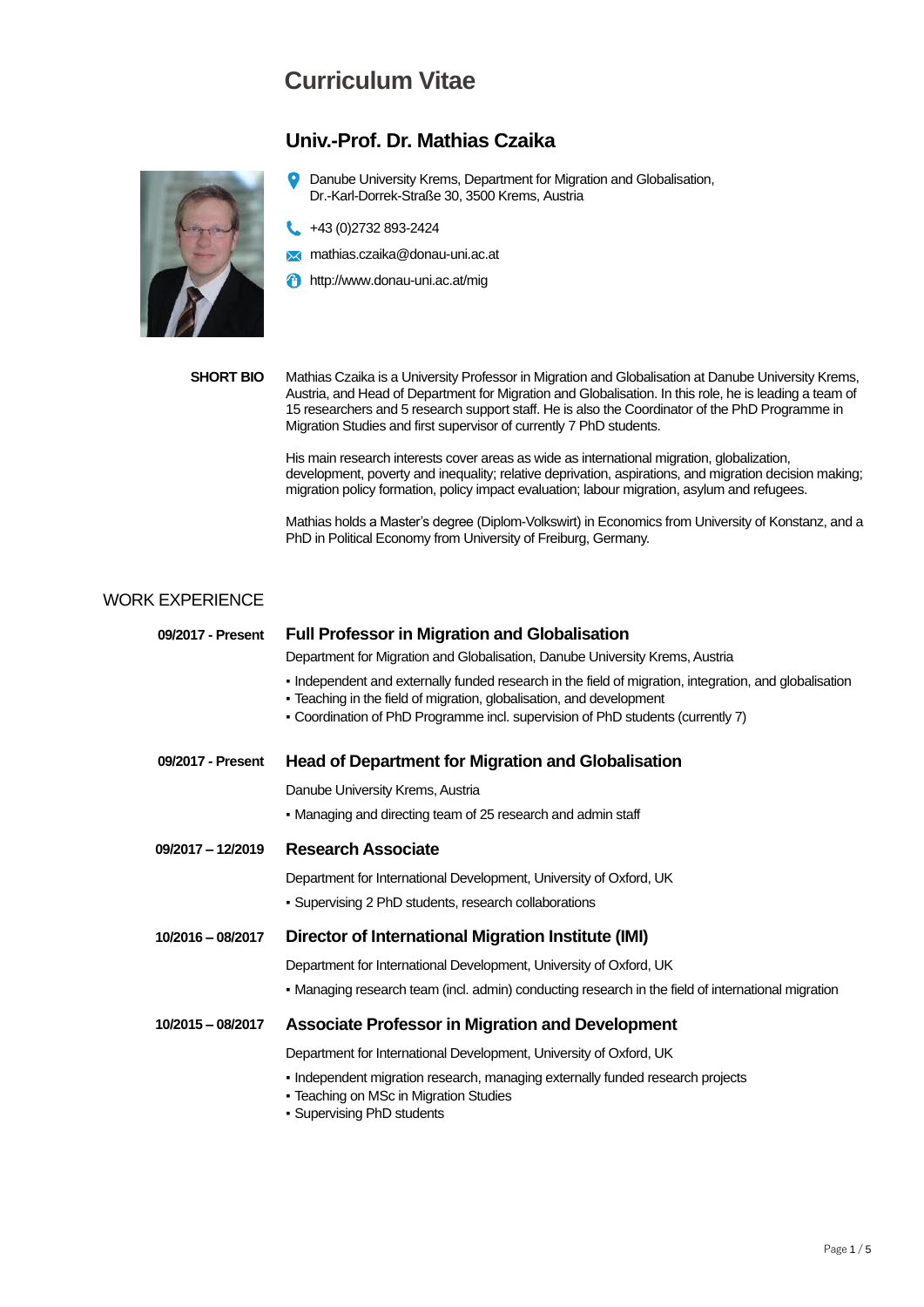# Curriculum Vitae

## Univ.-Prof. Dr. Mathias Czaika

Danube University Krems, Department for Migration and Globalisation,
Dr.-Karl-Dorrek-Straße 30, 3500 Krems, Austria

+43 (0)2732 893-2424

mathias.czaika@donau-uni.ac.at

http://www.donau-uni.ac.at/mig

**SHORT BIO**

Mathias Czaika is a University Professor in Migration and Globalisation at Danube University Krems, Austria, and Head of Department for Migration and Globalisation. In this role, he is leading a team of 15 researchers and 5 research support staff. He is also the Coordinator of the PhD Programme in Migration Studies and first supervisor of currently 7 PhD students.

His main research interests cover areas as wide as international migration, globalization, development, poverty and inequality; relative deprivation, aspirations, and migration decision making; migration policy formation, policy impact evaluation; labour migration, asylum and refugees.

Mathias holds a Master's degree (Diplom-Volkswirt) in Economics from University of Konstanz, and a PhD in Political Economy from University of Freiburg, Germany.

## WORK EXPERIENCE

**09/2017 - Present**

### Full Professor in Migration and Globalisation

Department for Migration and Globalisation, Danube University Krems, Austria

- Independent and externally funded research in the field of migration, integration, and globalisation
- Teaching in the field of migration, globalisation, and development
- Coordination of PhD Programme incl. supervision of PhD students (currently 7)

**09/2017 - Present**

### Head of Department for Migration and Globalisation

Danube University Krems, Austria

- Managing and directing team of 25 research and admin staff

**09/2017 – 12/2019**

### Research Associate

Department for International Development, University of Oxford, UK

- Supervising 2 PhD students, research collaborations

**10/2016 – 08/2017**

### Director of International Migration Institute (IMI)

Department for International Development, University of Oxford, UK

- Managing research team (incl. admin) conducting research in the field of international migration

**10/2015 – 08/2017**

### Associate Professor in Migration and Development

Department for International Development, University of Oxford, UK

- Independent migration research, managing externally funded research projects
- Teaching on MSc in Migration Studies
- Supervising PhD students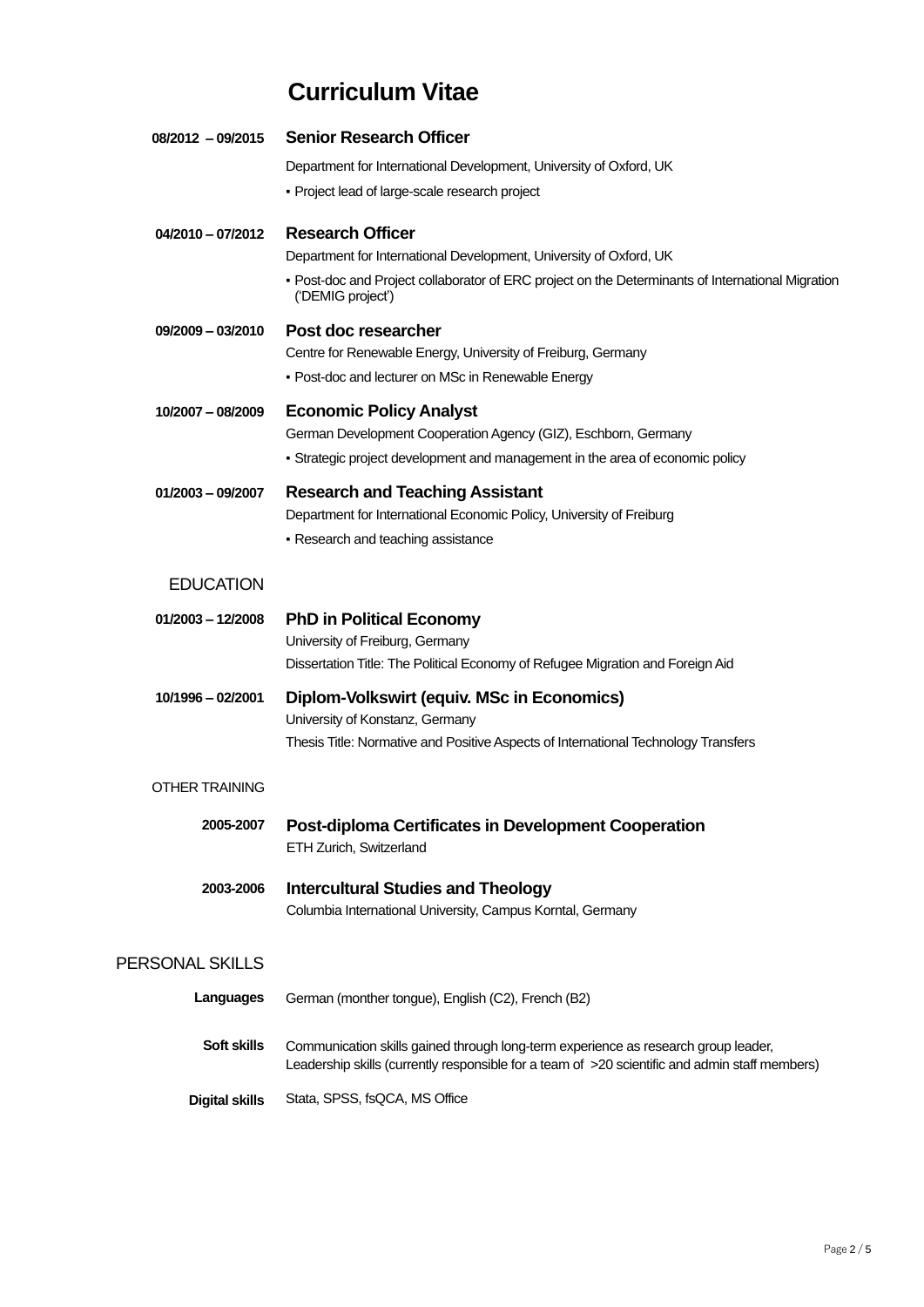# Curriculum Vitae

**08/2012 – 09/2015** **Senior Research Officer**

Department for International Development, University of Oxford, UK

- Project lead of large-scale research project

**04/2010 – 07/2012** **Research Officer**

Department for International Development, University of Oxford, UK

- Post-doc and Project collaborator of ERC project on the Determinants of International Migration ('DEMIG project')

**09/2009 – 03/2010** **Post doc researcher**

Centre for Renewable Energy, University of Freiburg, Germany

- Post-doc and lecturer on MSc in Renewable Energy

**10/2007 – 08/2009** **Economic Policy Analyst**

German Development Cooperation Agency (GIZ), Eschborn, Germany

- Strategic project development and management in the area of economic policy

**01/2003 – 09/2007** **Research and Teaching Assistant**

Department for International Economic Policy, University of Freiburg

- Research and teaching assistance

## EDUCATION

**01/2003 – 12/2008** **PhD in Political Economy**

University of Freiburg, Germany

Dissertation Title: The Political Economy of Refugee Migration and Foreign Aid

**10/1996 – 02/2001** **Diplom-Volkswirt (equiv. MSc in Economics)**

University of Konstanz, Germany

Thesis Title: Normative and Positive Aspects of International Technology Transfers

## OTHER TRAINING

**2005-2007** **Post-diploma Certificates in Development Cooperation**

ETH Zurich, Switzerland

**2003-2006** **Intercultural Studies and Theology**

Columbia International University, Campus Korntal, Germany

## PERSONAL SKILLS

**Languages** German (monther tongue), English (C2), French (B2)

**Soft skills** Communication skills gained through long-term experience as research group leader, Leadership skills (currently responsible for a team of >20 scientific and admin staff members)

**Digital skills** Stata, SPSS, fsQCA, MS Office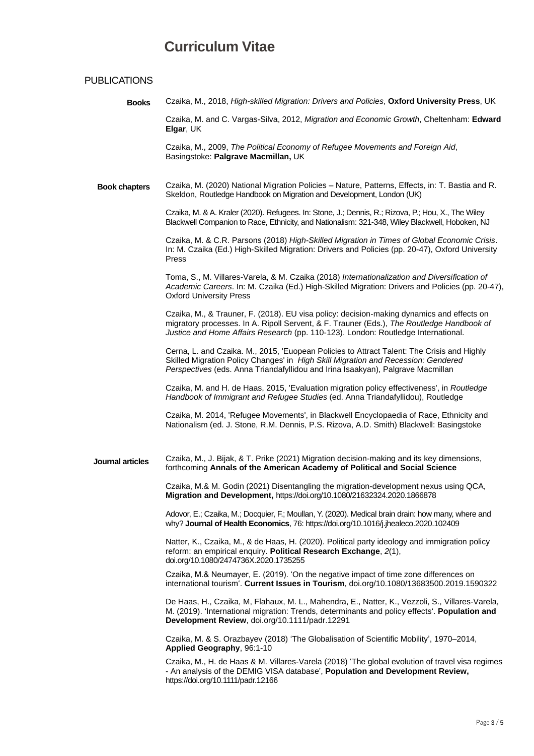# Curriculum Vitae

## PUBLICATIONS

### Books

Czaika, M., 2018, *High-skilled Migration: Drivers and Policies*, **Oxford University Press**, UK

Czaika, M. and C. Vargas-Silva, 2012, *Migration and Economic Growth*, Cheltenham: **Edward Elgar**, UK

Czaika, M., 2009, *The Political Economy of Refugee Movements and Foreign Aid*, Basingstoke: **Palgrave Macmillan,** UK

### Book chapters

Czaika, M. (2020) National Migration Policies – Nature, Patterns, Effects, in: T. Bastia and R. Skeldon, Routledge Handbook on Migration and Development, London (UK)

Czaika, M. & A. Kraler (2020). Refugees. In: Stone, J.; Dennis, R.; Rizova, P.; Hou, X., The Wiley Blackwell Companion to Race, Ethnicity, and Nationalism: 321-348, Wiley Blackwell, Hoboken, NJ

Czaika, M. & C.R. Parsons (2018) *High-Skilled Migration in Times of Global Economic Crisis*. In: M. Czaika (Ed.) High-Skilled Migration: Drivers and Policies (pp. 20-47), Oxford University Press

Toma, S., M. Villares-Varela, & M. Czaika (2018) *Internationalization and Diversification of Academic Careers*. In: M. Czaika (Ed.) High-Skilled Migration: Drivers and Policies (pp. 20-47), Oxford University Press

Czaika, M., & Trauner, F. (2018). EU visa policy: decision-making dynamics and effects on migratory processes. In A. Ripoll Servent, & F. Trauner (Eds.), *The Routledge Handbook of Justice and Home Affairs Research* (pp. 110-123). London: Routledge International.

Cerna, L. and Czaika. M., 2015, 'Euopean Policies to Attract Talent: The Crisis and Highly Skilled Migration Policy Changes' in *High Skill Migration and Recession: Gendered Perspectives* (eds. Anna Triandafyllidou and Irina Isaakyan), Palgrave Macmillan

Czaika, M. and H. de Haas, 2015, 'Evaluation migration policy effectiveness', in *Routledge Handbook of Immigrant and Refugee Studies* (ed. Anna Triandafyllidou), Routledge

Czaika, M. 2014, 'Refugee Movements', in Blackwell Encyclopaedia of Race, Ethnicity and Nationalism (ed. J. Stone, R.M. Dennis, P.S. Rizova, A.D. Smith) Blackwell: Basingstoke

### Journal articles

Czaika, M., J. Bijak, & T. Prike (2021) Migration decision-making and its key dimensions, forthcoming **Annals of the American Academy of Political and Social Science**

Czaika, M.& M. Godin (2021) Disentangling the migration-development nexus using QCA, **Migration and Development,** https://doi.org/10.1080/21632324.2020.1866878

Adovor, E.; Czaika, M.; Docquier, F.; Moullan, Y. (2020). Medical brain drain: how many, where and why? **Journal of Health Economics**, 76: https://doi.org/10.1016/j.jhealeco.2020.102409

Natter, K., Czaika, M., & de Haas, H. (2020). Political party ideology and immigration policy reform: an empirical enquiry. **Political Research Exchange**, *2*(1), doi.org/10.1080/2474736X.2020.1735255

Czaika, M.& Neumayer, E. (2019). 'On the negative impact of time zone differences on international tourism'. **Current Issues in Tourism**, doi.org/10.1080/13683500.2019.1590322

De Haas, H., Czaika, M, Flahaux, M. L., Mahendra, E., Natter, K., Vezzoli, S., Villares-Varela, M. (2019). 'International migration: Trends, determinants and policy effects'. **Population and Development Review**, doi.org/10.1111/padr.12291

Czaika, M. & S. Orazbayev (2018) 'The Globalisation of Scientific Mobility', 1970–2014, **Applied Geography**, 96:1-10

Czaika, M., H. de Haas & M. Villares-Varela (2018) 'The global evolution of travel visa regimes - An analysis of the DEMIG VISA database', **Population and Development Review,** https://doi.org/10.1111/padr.12166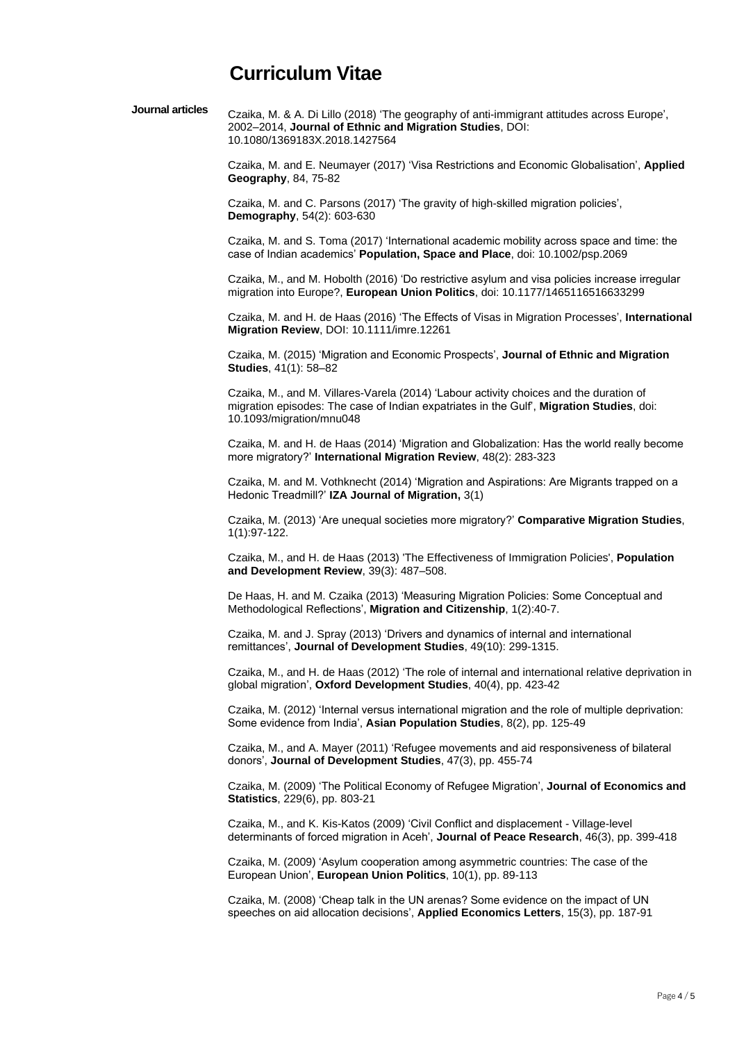# Curriculum Vitae

**Journal articles**

Czaika, M. & A. Di Lillo (2018) 'The geography of anti-immigrant attitudes across Europe', 2002–2014, **Journal of Ethnic and Migration Studies**, DOI: 10.1080/1369183X.2018.1427564

Czaika, M. and E. Neumayer (2017) 'Visa Restrictions and Economic Globalisation', **Applied Geography**, 84, 75-82

Czaika, M. and C. Parsons (2017) 'The gravity of high-skilled migration policies', **Demography**, 54(2): 603-630

Czaika, M. and S. Toma (2017) 'International academic mobility across space and time: the case of Indian academics' **Population, Space and Place**, doi: 10.1002/psp.2069

Czaika, M., and M. Hobolth (2016) 'Do restrictive asylum and visa policies increase irregular migration into Europe?, **European Union Politics**, doi: 10.1177/1465116516633299

Czaika, M. and H. de Haas (2016) 'The Effects of Visas in Migration Processes', **International Migration Review**, DOI: 10.1111/imre.12261

Czaika, M. (2015) 'Migration and Economic Prospects', **Journal of Ethnic and Migration Studies**, 41(1): 58–82

Czaika, M., and M. Villares-Varela (2014) 'Labour activity choices and the duration of migration episodes: The case of Indian expatriates in the Gulf', **Migration Studies**, doi: 10.1093/migration/mnu048

Czaika, M. and H. de Haas (2014) 'Migration and Globalization: Has the world really become more migratory?' **International Migration Review**, 48(2): 283-323

Czaika, M. and M. Vothknecht (2014) 'Migration and Aspirations: Are Migrants trapped on a Hedonic Treadmill?' **IZA Journal of Migration,** 3(1)

Czaika, M. (2013) 'Are unequal societies more migratory?' **Comparative Migration Studies**, 1(1):97-122.

Czaika, M., and H. de Haas (2013) 'The Effectiveness of Immigration Policies', **Population and Development Review**, 39(3): 487–508.

De Haas, H. and M. Czaika (2013) 'Measuring Migration Policies: Some Conceptual and Methodological Reflections', **Migration and Citizenship**, 1(2):40-7.

Czaika, M. and J. Spray (2013) 'Drivers and dynamics of internal and international remittances', **Journal of Development Studies**, 49(10): 299-1315.

Czaika, M., and H. de Haas (2012) 'The role of internal and international relative deprivation in global migration', **Oxford Development Studies**, 40(4), pp. 423-42

Czaika, M. (2012) 'Internal versus international migration and the role of multiple deprivation: Some evidence from India', **Asian Population Studies**, 8(2), pp. 125-49

Czaika, M., and A. Mayer (2011) 'Refugee movements and aid responsiveness of bilateral donors', **Journal of Development Studies**, 47(3), pp. 455-74

Czaika, M. (2009) 'The Political Economy of Refugee Migration', **Journal of Economics and Statistics**, 229(6), pp. 803-21

Czaika, M., and K. Kis-Katos (2009) 'Civil Conflict and displacement - Village-level determinants of forced migration in Aceh', **Journal of Peace Research**, 46(3), pp. 399-418

Czaika, M. (2009) 'Asylum cooperation among asymmetric countries: The case of the European Union', **European Union Politics**, 10(1), pp. 89-113

Czaika, M. (2008) 'Cheap talk in the UN arenas? Some evidence on the impact of UN speeches on aid allocation decisions', **Applied Economics Letters**, 15(3), pp. 187-91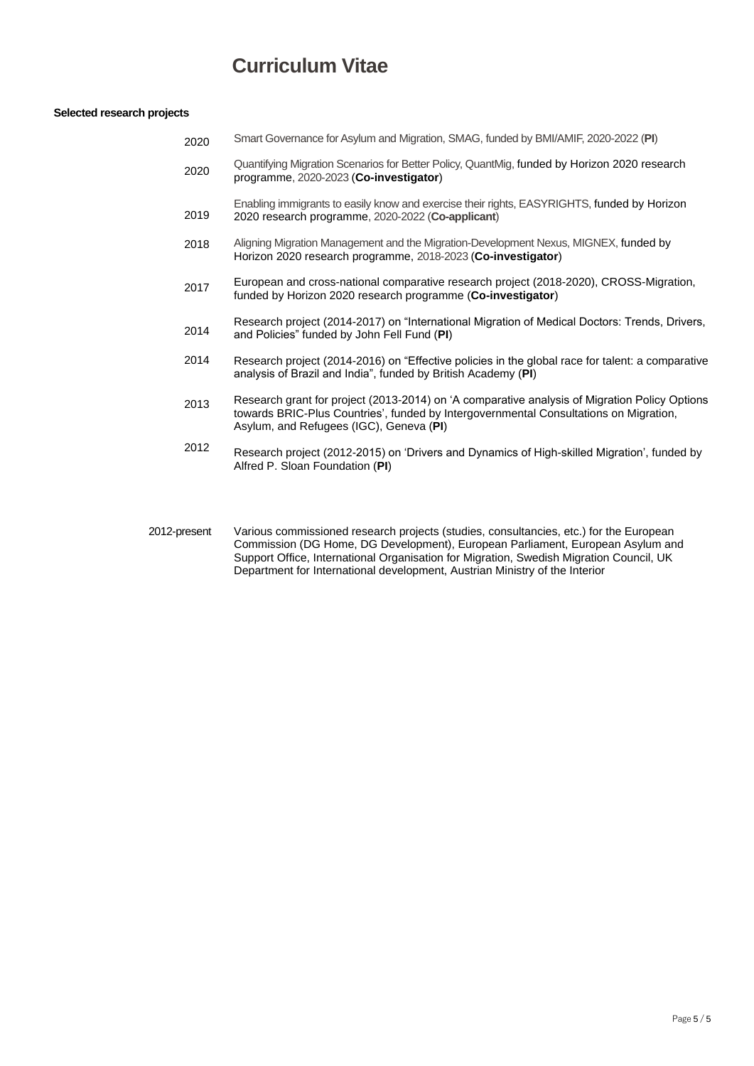# Curriculum Vitae

**Selected research projects**

| | |
|---|---|
| 2020 | Smart Governance for Asylum and Migration, SMAG, funded by BMI/AMIF, 2020-2022 (**PI**) |
| 2020 | Quantifying Migration Scenarios for Better Policy, QuantMig, funded by Horizon 2020 research programme, 2020-2023 (**Co-investigator**) |
| 2019 | Enabling immigrants to easily know and exercise their rights, EASYRIGHTS, funded by Horizon 2020 research programme, 2020-2022 (**Co-applicant**) |
| 2018 | Aligning Migration Management and the Migration-Development Nexus, MIGNEX, funded by Horizon 2020 research programme, 2018-2023 (**Co-investigator**) |
| 2017 | European and cross-national comparative research project (2018-2020), CROSS-Migration, funded by Horizon 2020 research programme (**Co-investigator**) |
| 2014 | Research project (2014-2017) on "International Migration of Medical Doctors: Trends, Drivers, and Policies" funded by John Fell Fund (**PI**) |
| 2014 | Research project (2014-2016) on "Effective policies in the global race for talent: a comparative analysis of Brazil and India", funded by British Academy (**PI**) |
| 2013 | Research grant for project (2013-2014) on 'A comparative analysis of Migration Policy Options towards BRIC-Plus Countries', funded by Intergovernmental Consultations on Migration, Asylum, and Refugees (IGC), Geneva (**PI**) |
| 2012 | Research project (2012-2015) on 'Drivers and Dynamics of High-skilled Migration', funded by Alfred P. Sloan Foundation (**PI**) |
| 2012-present | Various commissioned research projects (studies, consultancies, etc.) for the European Commission (DG Home, DG Development), European Parliament, European Asylum and Support Office, International Organisation for Migration, Swedish Migration Council, UK Department for International development, Austrian Ministry of the Interior |